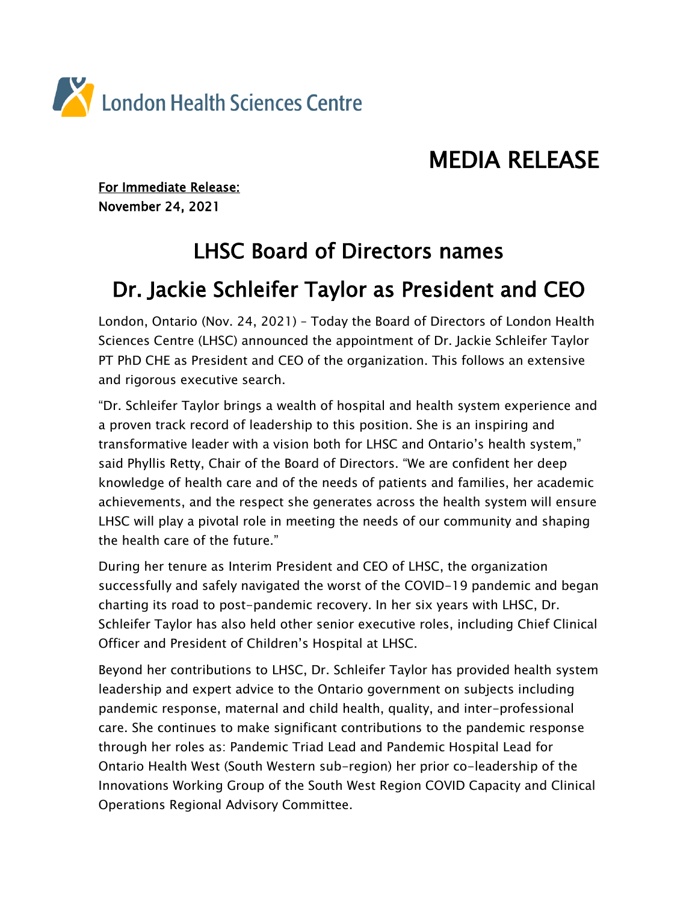London Health Sciences Centre

# MEDIA RELEASE

For Immediate Release:
**November 24, 2021**

## LHSC Board of Directors names Dr. Jackie Schleifer Taylor as President and CEO

London, Ontario (Nov. 24, 2021) – Today the Board of Directors of London Health Sciences Centre (LHSC) announced the appointment of Dr. Jackie Schleifer Taylor PT PhD CHE as President and CEO of the organization. This follows an extensive and rigorous executive search.

"Dr. Schleifer Taylor brings a wealth of hospital and health system experience and a proven track record of leadership to this position. She is an inspiring and transformative leader with a vision both for LHSC and Ontario's health system," said Phyllis Retty, Chair of the Board of Directors. "We are confident her deep knowledge of health care and of the needs of patients and families, her academic achievements, and the respect she generates across the health system will ensure LHSC will play a pivotal role in meeting the needs of our community and shaping the health care of the future."

During her tenure as Interim President and CEO of LHSC, the organization successfully and safely navigated the worst of the COVID-19 pandemic and began charting its road to post-pandemic recovery. In her six years with LHSC, Dr. Schleifer Taylor has also held other senior executive roles, including Chief Clinical Officer and President of Children's Hospital at LHSC.

Beyond her contributions to LHSC, Dr. Schleifer Taylor has provided health system leadership and expert advice to the Ontario government on subjects including pandemic response, maternal and child health, quality, and inter-professional care. She continues to make significant contributions to the pandemic response through her roles as: Pandemic Triad Lead and Pandemic Hospital Lead for Ontario Health West (South Western sub-region) her prior co-leadership of the Innovations Working Group of the South West Region COVID Capacity and Clinical Operations Regional Advisory Committee.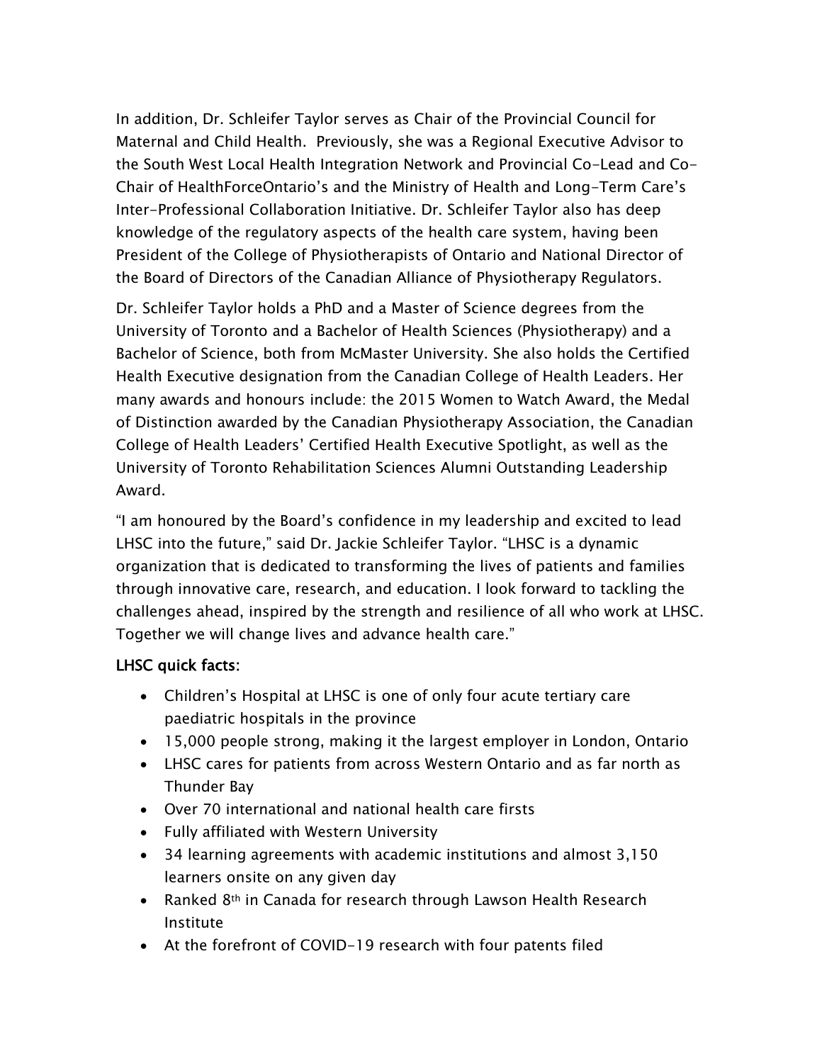In addition, Dr. Schleifer Taylor serves as Chair of the Provincial Council for Maternal and Child Health. Previously, she was a Regional Executive Advisor to the South West Local Health Integration Network and Provincial Co-Lead and Co-Chair of HealthForceOntario's and the Ministry of Health and Long-Term Care's Inter-Professional Collaboration Initiative. Dr. Schleifer Taylor also has deep knowledge of the regulatory aspects of the health care system, having been President of the College of Physiotherapists of Ontario and National Director of the Board of Directors of the Canadian Alliance of Physiotherapy Regulators.

Dr. Schleifer Taylor holds a PhD and a Master of Science degrees from the University of Toronto and a Bachelor of Health Sciences (Physiotherapy) and a Bachelor of Science, both from McMaster University. She also holds the Certified Health Executive designation from the Canadian College of Health Leaders. Her many awards and honours include: the 2015 Women to Watch Award, the Medal of Distinction awarded by the Canadian Physiotherapy Association, the Canadian College of Health Leaders' Certified Health Executive Spotlight, as well as the University of Toronto Rehabilitation Sciences Alumni Outstanding Leadership Award.

"I am honoured by the Board's confidence in my leadership and excited to lead LHSC into the future," said Dr. Jackie Schleifer Taylor. "LHSC is a dynamic organization that is dedicated to transforming the lives of patients and families through innovative care, research, and education. I look forward to tackling the challenges ahead, inspired by the strength and resilience of all who work at LHSC. Together we will change lives and advance health care."

**LHSC quick facts:**

- Children's Hospital at LHSC is one of only four acute tertiary care paediatric hospitals in the province
- 15,000 people strong, making it the largest employer in London, Ontario
- LHSC cares for patients from across Western Ontario and as far north as Thunder Bay
- Over 70 international and national health care firsts
- Fully affiliated with Western University
- 34 learning agreements with academic institutions and almost 3,150 learners onsite on any given day
- Ranked 8th in Canada for research through Lawson Health Research Institute
- At the forefront of COVID-19 research with four patents filed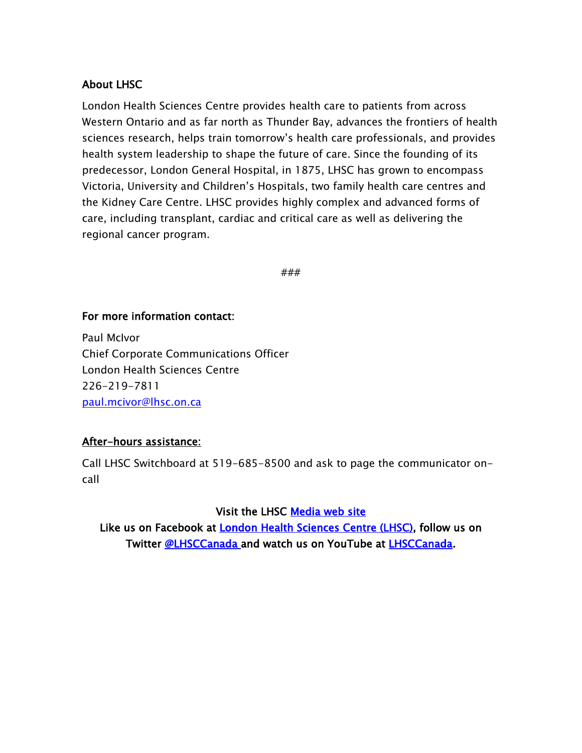**About LHSC**

London Health Sciences Centre provides health care to patients from across Western Ontario and as far north as Thunder Bay, advances the frontiers of health sciences research, helps train tomorrow's health care professionals, and provides health system leadership to shape the future of care. Since the founding of its predecessor, London General Hospital, in 1875, LHSC has grown to encompass Victoria, University and Children's Hospitals, two family health care centres and the Kidney Care Centre. LHSC provides highly complex and advanced forms of care, including transplant, cardiac and critical care as well as delivering the regional cancer program.

###

**For more information contact:**

Paul McIvor
Chief Corporate Communications Officer
London Health Sciences Centre
226-219-7811
paul.mcivor@lhsc.on.ca

**After-hours assistance:**

Call LHSC Switchboard at 519-685-8500 and ask to page the communicator on-call

**Visit the LHSC Media web site**
**Like us on Facebook at London Health Sciences Centre (LHSC), follow us on Twitter @LHSCCanada and watch us on YouTube at LHSCCanada.**